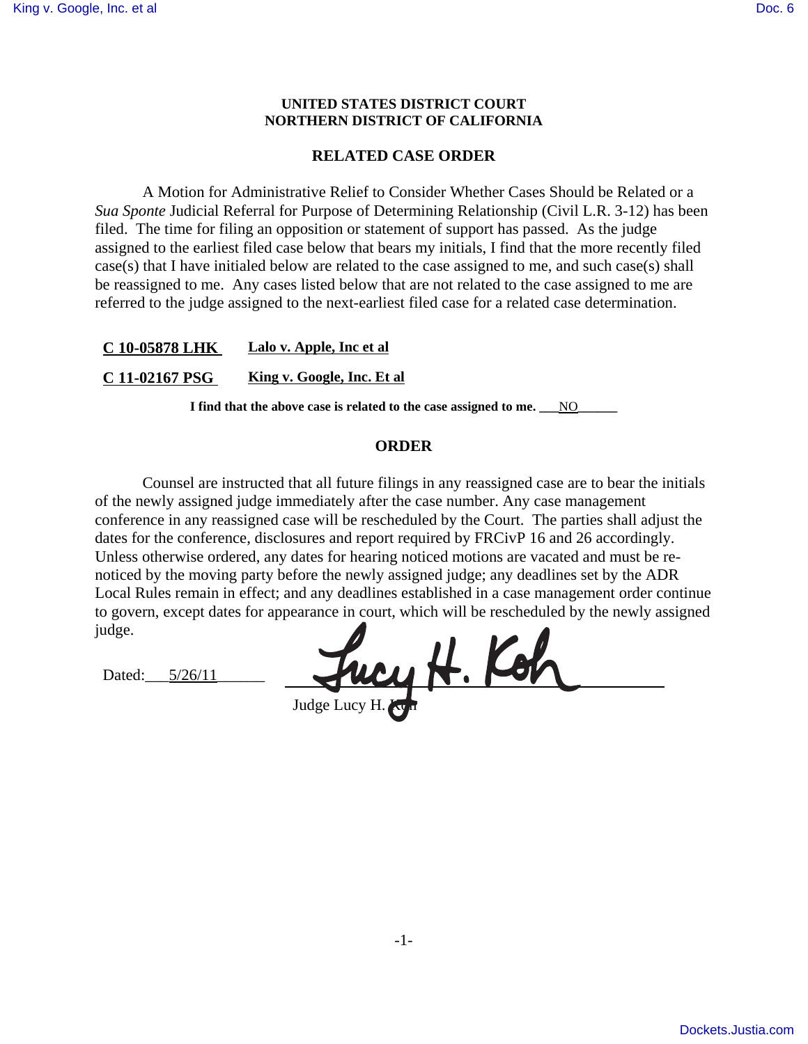**UNITED STATES DISTRICT COURT**
**NORTHERN DISTRICT OF CALIFORNIA**

## RELATED CASE ORDER

A Motion for Administrative Relief to Consider Whether Cases Should be Related or a *Sua Sponte* Judicial Referral for Purpose of Determining Relationship (Civil L.R. 3-12) has been filed. The time for filing an opposition or statement of support has passed. As the judge assigned to the earliest filed case below that bears my initials, I find that the more recently filed case(s) that I have initialed below are related to the case assigned to me, and such case(s) shall be reassigned to me. Any cases listed below that are not related to the case assigned to me are referred to the judge assigned to the next-earliest filed case for a related case determination.

**C 10-05878 LHK** **Lalo v. Apple, Inc et al**

**C 11-02167 PSG** **King v. Google, Inc. Et al**

**I find that the above case is related to the case assigned to me.** ___NO______

## ORDER

Counsel are instructed that all future filings in any reassigned case are to bear the initials of the newly assigned judge immediately after the case number. Any case management conference in any reassigned case will be rescheduled by the Court. The parties shall adjust the dates for the conference, disclosures and report required by FRCivP 16 and 26 accordingly. Unless otherwise ordered, any dates for hearing noticed motions are vacated and must be re-noticed by the moving party before the newly assigned judge; any deadlines set by the ADR Local Rules remain in effect; and any deadlines established in a case management order continue to govern, except dates for appearance in court, which will be rescheduled by the newly assigned judge.

Dated: 5/26/11

Judge Lucy H. Koh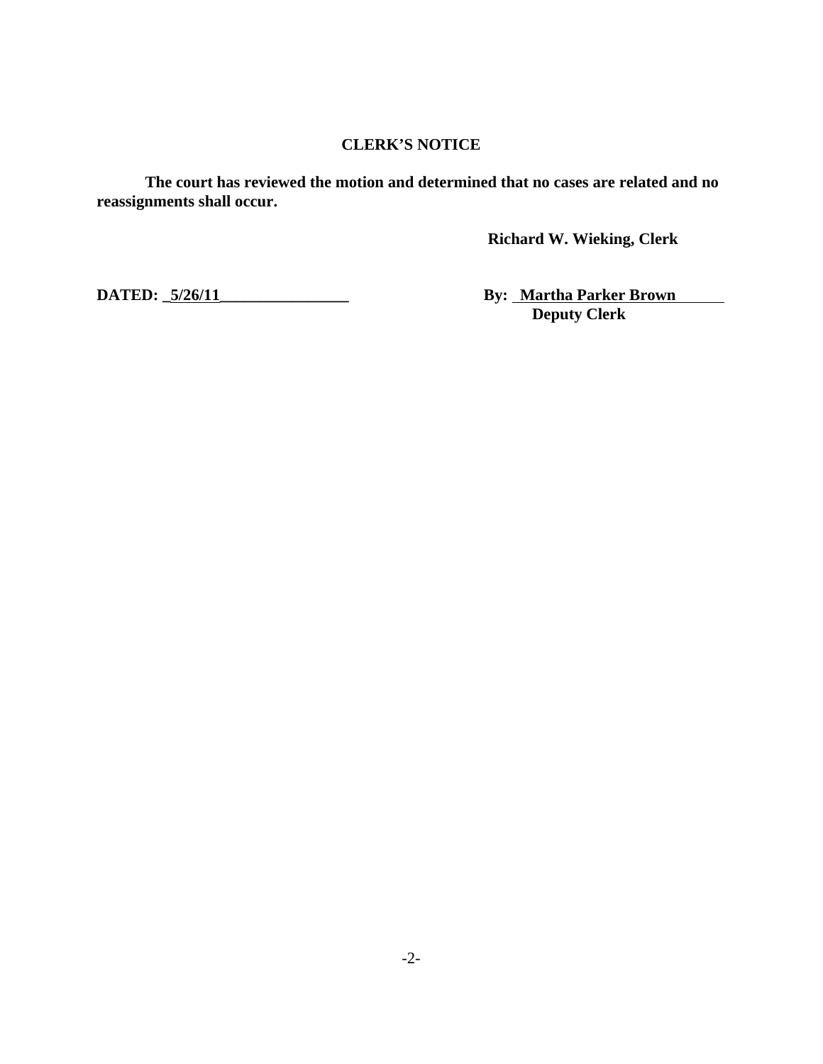**CLERK'S NOTICE**

**The court has reviewed the motion and determined that no cases are related and no reassignments shall occur.**

**Richard W. Wieking, Clerk**

**DATED: _5/26/11________________**

**By: Martha Parker Brown**
**Deputy Clerk**